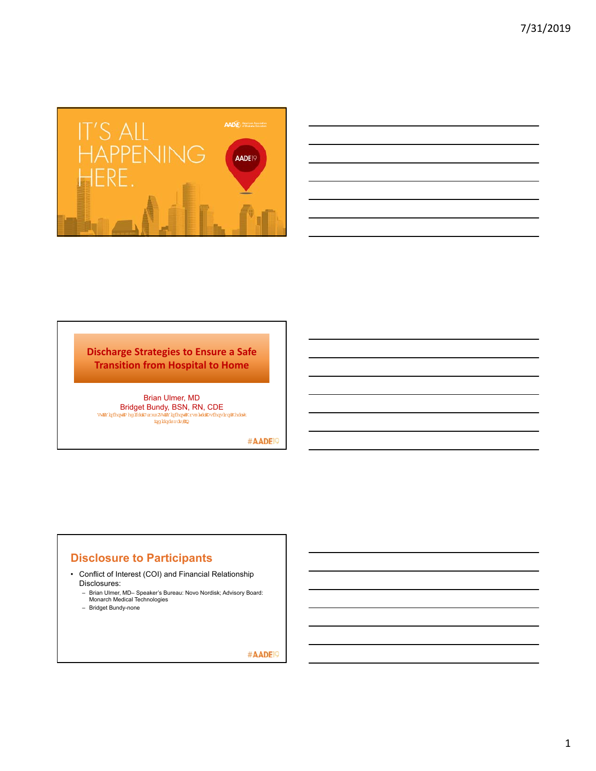IT'S ALL HAPPENING HERE.

AADE19

## Discharge Strategies to Ensure a Safe Transition from Hospital to Home

Brian Ulmer, MD
Bridget Bundy, BSN, RN, CDE

Vwl#Yifhqw#P hg lfdo#Jurxs 2Vwl#Yifhqw#Krvs lwdo#Dvfhqvlrq#Khdok
lq#Lqgldqdsrdv/#LQ

#AADE19

## Disclosure to Participants

- Conflict of Interest (COI) and Financial Relationship Disclosures:
  - Brian Ulmer, MD– Speaker's Bureau: Novo Nordisk; Advisory Board: Monarch Medical Technologies
  - Bridget Bundy-none

#AADE19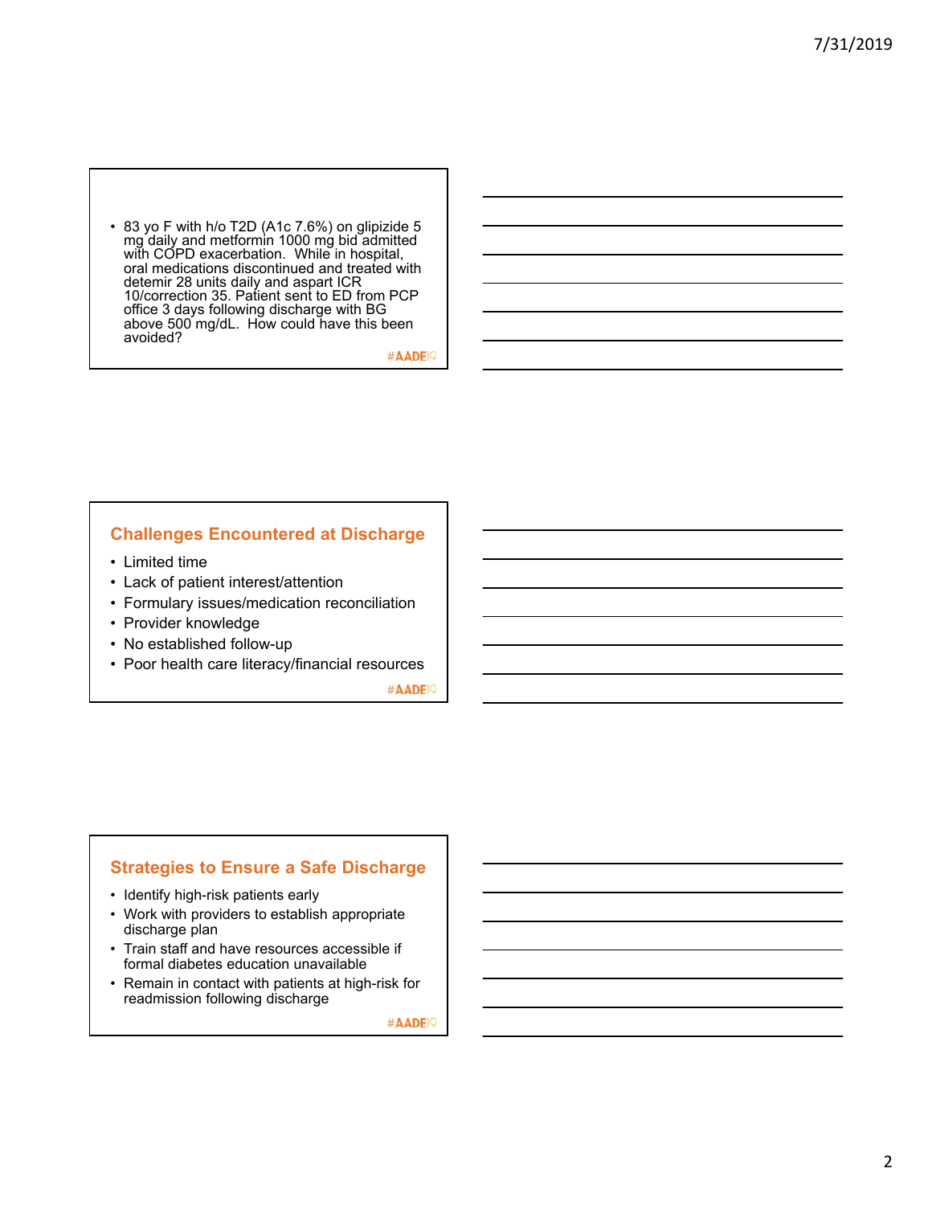- 83 yo F with h/o T2D (A1c 7.6%) on glipizide 5 mg daily and metformin 1000 mg bid admitted with COPD exacerbation. While in hospital, oral medications discontinued and treated with detemir 28 units daily and aspart ICR 10/correction 35. Patient sent to ED from PCP office 3 days following discharge with BG above 500 mg/dL. How could have this been avoided?

## Challenges Encountered at Discharge

- Limited time
- Lack of patient interest/attention
- Formulary issues/medication reconciliation
- Provider knowledge
- No established follow-up
- Poor health care literacy/financial resources

## Strategies to Ensure a Safe Discharge

- Identify high-risk patients early
- Work with providers to establish appropriate discharge plan
- Train staff and have resources accessible if formal diabetes education unavailable
- Remain in contact with patients at high-risk for readmission following discharge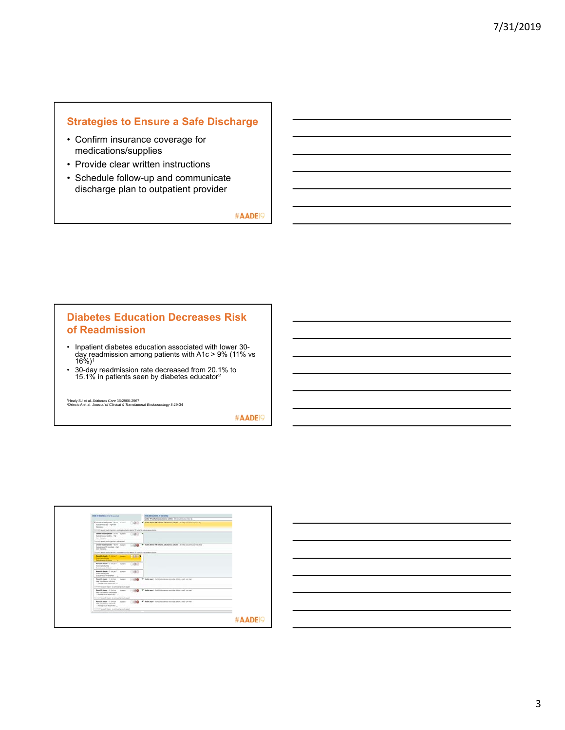## Strategies to Ensure a Safe Discharge

- Confirm insurance coverage for medications/supplies
- Provide clear written instructions
- Schedule follow-up and communicate discharge plan to outpatient provider

#AADE19

## Diabetes Education Decreases Risk of Readmission

- Inpatient diabetes education associated with lower 30-day readmission among patients with A1c > 9% (11% vs 16%)[1]
- 30-day readmission rate decreased from 20.1% to 15.1% in patients seen by diabetes educator[2]

[1]Healy SJ et al. *Diabetes Care* 36:2960-2967
[2]Drincic A et al. *Journal of Clinical & Translational Endocrinology* 8:29-34

#AADE19

#AADE19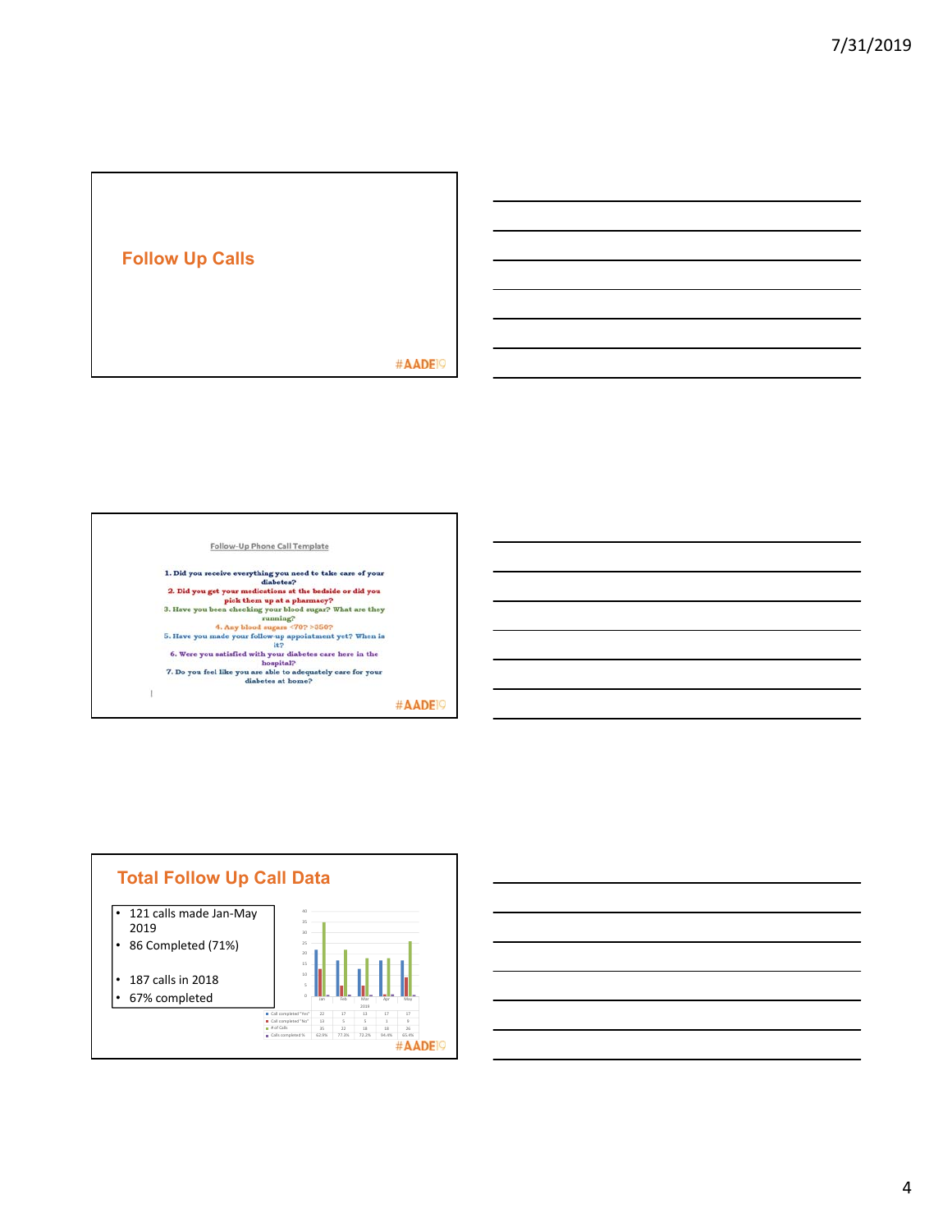## Follow Up Calls

Follow-Up Phone Call Template

1. Did you receive everything you need to take care of your diabetes?
2. Did you get your medications at the bedside or did you pick them up at a pharmacy?
3. Have you been checking your blood sugar? What are they running?
4. Any blood sugars <70? >350?
5. Have you made your follow-up appointment yet? When is it?
6. Were you satisfied with your diabetes care here in the hospital?
7. Do you feel like you are able to adequately care for your diabetes at home?

## Total Follow Up Call Data

- 121 calls made Jan-May 2019
- 86 Completed (71%)
- 187 calls in 2018
- 67% completed

| 2019 | Jan | Feb | Mar | Apr | May |
|---|---|---|---|---|---|
| Call completed "Yes" | 22 | 17 | 13 | 17 | 17 |
| Call completed "No" | 13 | 5 | 5 | 1 | 9 |
| # of Calls | 35 | 22 | 18 | 18 | 26 |
| Calls completed % | 62.9% | 77.3% | 72.2% | 94.4% | 65.4% |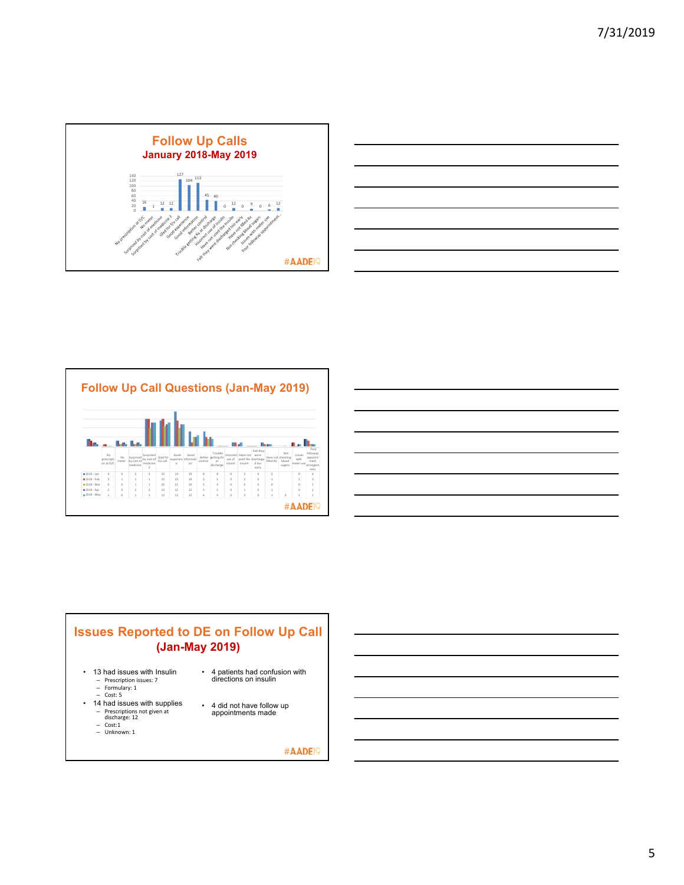## Follow Up Calls

### January 2018-May 2019

| Category | Count |
| --- | --- |
| No prescription at D/C | 16 |
| No meter | 1 |
| Surprised by cost of medicine | 12 |
| Surprised by cost of medicine 2 | 12 |
| Glad for f/u call | 127 |
| Good experience | 104 |
| Good information | 113 |
| Better control | 45 |
| Trouble getting Rx at discharge | 40 |
| Incorrect use of insulin | 0 |
| Have not used the insulin | 12 |
| Felt they were discharged too early | 0 |
| Have not filled Rx | 9 |
| Not checking blood sugars | 0 |
| Issues with meter use | 6 |
| Poor followup appointment... | 12 |

#AADE19

## Follow Up Call Questions (Jan-May 2019)

| | No prescription at D/C | No meter | Surprised by cost of medicine | Surprised by cost of medicine 2 | Glad for f/u call | Good experience | Good information | Better control | Trouble getting Rx at discharge | Incorrect use of insulin | Have not used the insulin | Felt they were discharged too early | Have not filled Rx | Not checking blood sugars | Issues with meter use | Poor followup appointment arrangements |
| --- | --- | --- | --- | --- | --- | --- | --- | --- | --- | --- | --- | --- | --- | --- | --- | --- |
| 2019 - Jan | 4 | 0 | 3 | 3 | 15 | 14 | 19 | 8 | 6 | 0 | 2 | 0 | 2 | | 0 | 4 |
| 2019 - Feb | 3 | 1 | 1 | 1 | 15 | 15 | 14 | 2 | 5 | 0 | 2 | 0 | 1 | | 2 | 3 |
| 2019 - Mar | 0 | 0 | 1 | 1 | 10 | 11 | 10 | 5 | 4 | 0 | 0 | 0 | 0 | | 0 | 1 |
| 2019 - Apr | 2 | 0 | 2 | 2 | 13 | 12 | 12 | 5 | 5 | 0 | 1 | 0 | 1 | | 0 | 1 |
| 2019 - May | 1 | 0 | 1 | 1 | 13 | 13 | 12 | 6 | 4 | 0 | 2 | 0 | 1 | 0 | 1 | 1 |

#AADE19

## Issues Reported to DE on Follow Up Call (Jan-May 2019)

- 13 had issues with Insulin
  - Prescription issues: 7
  - Formulary: 1
  - Cost: 5
- 14 had issues with supplies
  - Prescriptions not given at discharge: 12
  - Cost:1
  - Unknown: 1
- 4 patients had confusion with directions on insulin
- 4 did not have follow up appointments made

#AADE19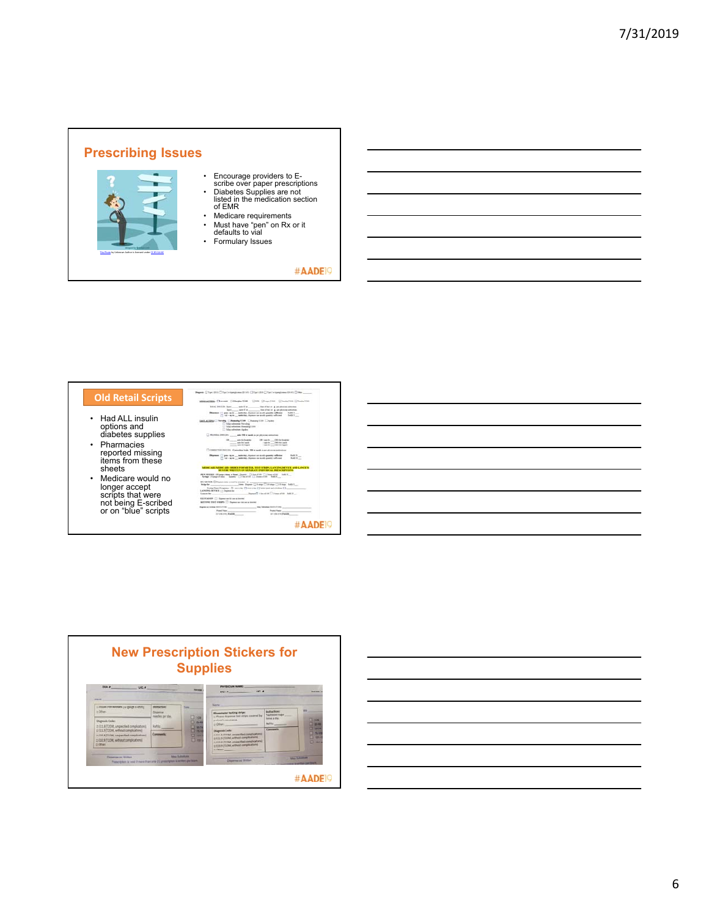## Prescribing Issues

- Encourage providers to E-scribe over paper prescriptions
- Diabetes Supplies are not listed in the medication section of EMR
- Medicare requirements
- Must have "pen" on Rx or it defaults to vial
- Formulary Issues

#AADE19

## Old Retail Scripts

- Had ALL insulin options and diabetes supplies
- Pharmacies reported missing items from these sheets
- Medicare would no longer accept scripts that were not being E-scribed or on "blue" scripts

#AADE19

## New Prescription Stickers for Supplies

#AADE19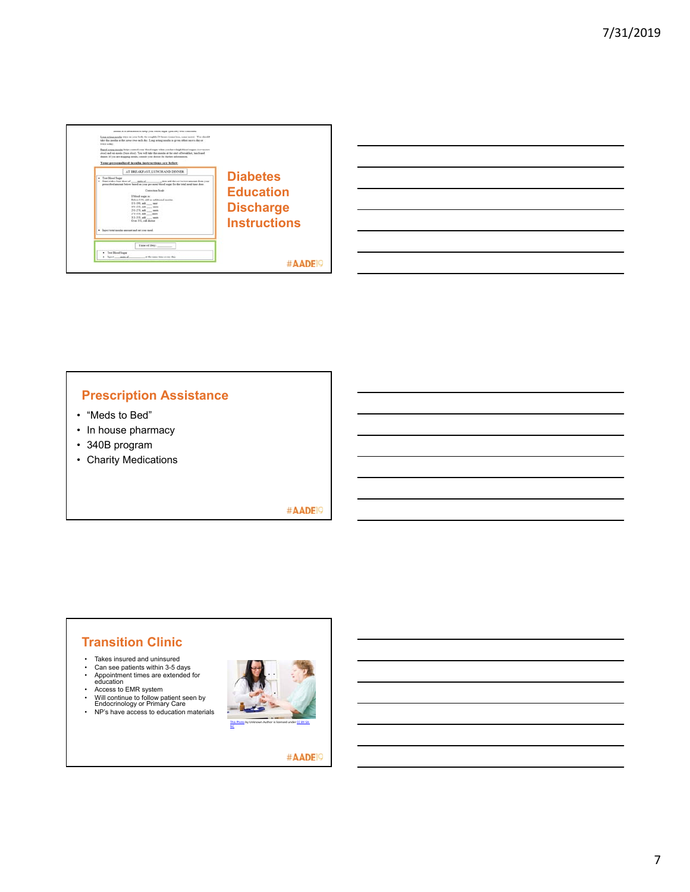## Diabetes Education Discharge Instructions

#AADE19

## Prescription Assistance

- "Meds to Bed"
- In house pharmacy
- 340B program
- Charity Medications

#AADE19

## Transition Clinic

- Takes insured and uninsured
- Can see patients within 3-5 days
- Appointment times are extended for education
- Access to EMR system
- Will continue to follow patient seen by Endocrinology or Primary Care
- NP's have access to education materials

This Photo by Unknown Author is licensed under CC BY-SA-NC

#AADE19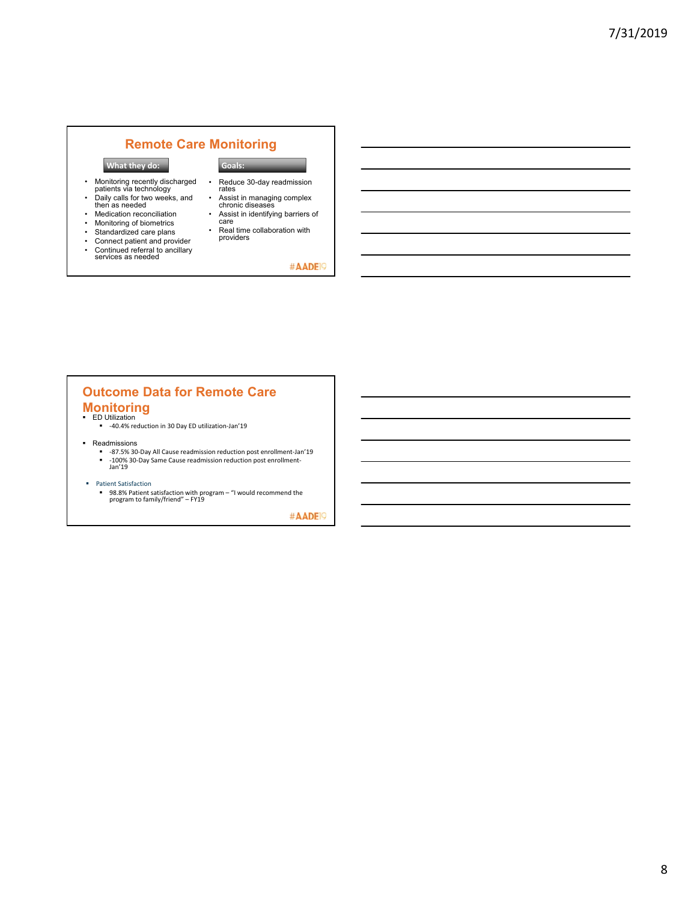## Remote Care Monitoring

**What they do:**

- Monitoring recently discharged patients via technology
- Daily calls for two weeks, and then as needed
- Medication reconciliation
- Monitoring of biometrics
- Standardized care plans
- Connect patient and provider
- Continued referral to ancillary services as needed

**Goals:**

- Reduce 30-day readmission rates
- Assist in managing complex chronic diseases
- Assist in identifying barriers of care
- Real time collaboration with providers

#AADE19

## Outcome Data for Remote Care Monitoring

- ED Utilization
  - -40.4% reduction in 30 Day ED utilization-Jan'19
- Readmissions
  - -87.5% 30-Day All Cause readmission reduction post enrollment-Jan'19
  - -100% 30-Day Same Cause readmission reduction post enrollment-Jan'19
- Patient Satisfaction
  - 98.8% Patient satisfaction with program – "I would recommend the program to family/friend" – FY19

#AADE19